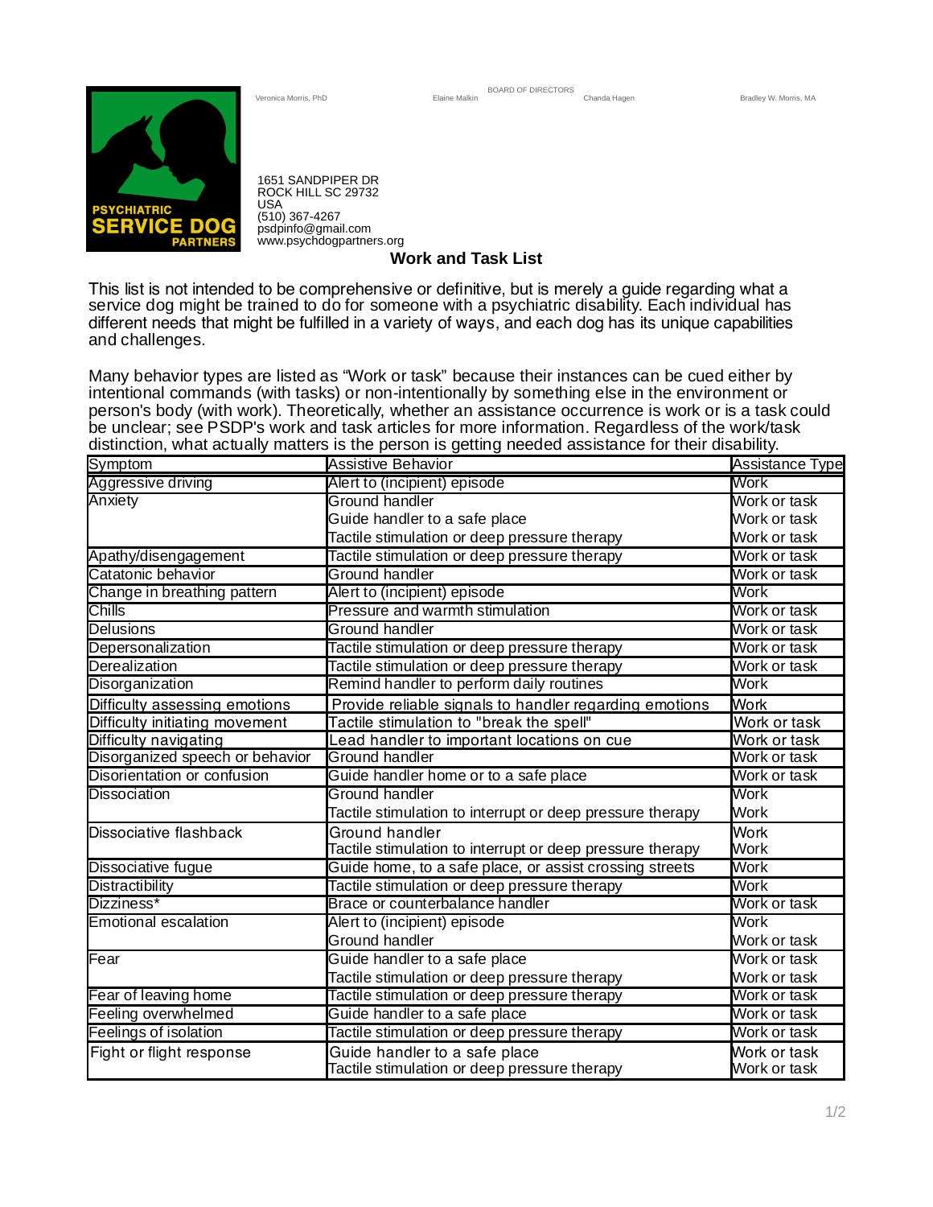BOARD OF DIRECTORS

Veronica Morris, PhD | Elaine Malkin | Chanda Hagen | Bradley W. Morris, MA

PSYCHIATRIC SERVICE DOG PARTNERS

1651 SANDPIPER DR
ROCK HILL SC 29732
USA
(510) 367-4267
psdpinfo@gmail.com
www.psychdogpartners.org

## Work and Task List

This list is not intended to be comprehensive or definitive, but is merely a guide regarding what a service dog might be trained to do for someone with a psychiatric disability. Each individual has different needs that might be fulfilled in a variety of ways, and each dog has its unique capabilities and challenges.

Many behavior types are listed as "Work or task" because their instances can be cued either by intentional commands (with tasks) or non-intentionally by something else in the environment or person's body (with work). Theoretically, whether an assistance occurrence is work or is a task could be unclear; see PSDP's work and task articles for more information. Regardless of the work/task distinction, what actually matters is the person is getting needed assistance for their disability.

| Symptom | Assistive Behavior | Assistance Type |
|---|---|---|
| Aggressive driving | Alert to (incipient) episode | Work |
| Anxiety | Ground handler | Work or task |
| | Guide handler to a safe place | Work or task |
| | Tactile stimulation or deep pressure therapy | Work or task |
| Apathy/disengagement | Tactile stimulation or deep pressure therapy | Work or task |
| Catatonic behavior | Ground handler | Work or task |
| Change in breathing pattern | Alert to (incipient) episode | Work |
| Chills | Pressure and warmth stimulation | Work or task |
| Delusions | Ground handler | Work or task |
| Depersonalization | Tactile stimulation or deep pressure therapy | Work or task |
| Derealization | Tactile stimulation or deep pressure therapy | Work or task |
| Disorganization | Remind handler to perform daily routines | Work |
| Difficulty assessing emotions | Provide reliable signals to handler regarding emotions | Work |
| Difficulty initiating movement | Tactile stimulation to "break the spell" | Work or task |
| Difficulty navigating | Lead handler to important locations on cue | Work or task |
| Disorganized speech or behavior | Ground handler | Work or task |
| Disorientation or confusion | Guide handler home or to a safe place | Work or task |
| Dissociation | Ground handler | Work |
| | Tactile stimulation to interrupt or deep pressure therapy | Work |
| Dissociative flashback | Ground handler | Work |
| | Tactile stimulation to interrupt or deep pressure therapy | Work |
| Dissociative fugue | Guide home, to a safe place, or assist crossing streets | Work |
| Distractibility | Tactile stimulation or deep pressure therapy | Work |
| Dizziness* | Brace or counterbalance handler | Work or task |
| Emotional escalation | Alert to (incipient) episode | Work |
| | Ground handler | Work or task |
| Fear | Guide handler to a safe place | Work or task |
| | Tactile stimulation or deep pressure therapy | Work or task |
| Fear of leaving home | Tactile stimulation or deep pressure therapy | Work or task |
| Feeling overwhelmed | Guide handler to a safe place | Work or task |
| Feelings of isolation | Tactile stimulation or deep pressure therapy | Work or task |
| Fight or flight response | Guide handler to a safe place | Work or task |
| | Tactile stimulation or deep pressure therapy | Work or task |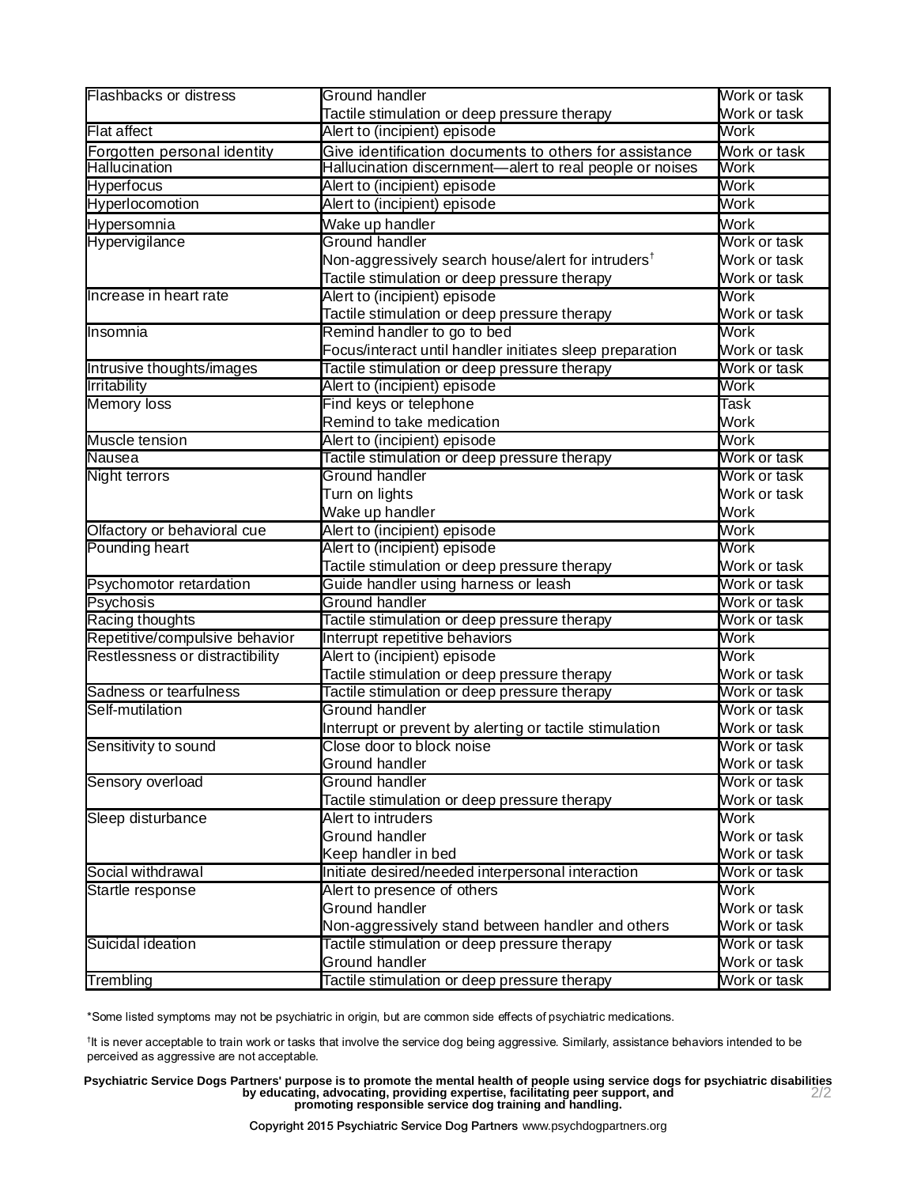| | | |
|---|---|---|
| Flashbacks or distress | Ground handler | Work or task |
| | Tactile stimulation or deep pressure therapy | Work or task |
| Flat affect | Alert to (incipient) episode | Work |
| Forgotten personal identity | Give identification documents to others for assistance | Work or task |
| Hallucination | Hallucination discernment—alert to real people or noises | Work |
| Hyperfocus | Alert to (incipient) episode | Work |
| Hyperlocomotion | Alert to (incipient) episode | Work |
| Hypersomnia | Wake up handler | Work |
| Hypervigilance | Ground handler | Work or task |
| | Non-aggressively search house/alert for intruders[†] | Work or task |
| | Tactile stimulation or deep pressure therapy | Work or task |
| Increase in heart rate | Alert to (incipient) episode | Work |
| | Tactile stimulation or deep pressure therapy | Work or task |
| Insomnia | Remind handler to go to bed | Work |
| | Focus/interact until handler initiates sleep preparation | Work or task |
| Intrusive thoughts/images | Tactile stimulation or deep pressure therapy | Work or task |
| Irritability | Alert to (incipient) episode | Work |
| Memory loss | Find keys or telephone | Task |
| | Remind to take medication | Work |
| Muscle tension | Alert to (incipient) episode | Work |
| Nausea | Tactile stimulation or deep pressure therapy | Work or task |
| Night terrors | Ground handler | Work or task |
| | Turn on lights | Work or task |
| | Wake up handler | Work |
| Olfactory or behavioral cue | Alert to (incipient) episode | Work |
| Pounding heart | Alert to (incipient) episode | Work |
| | Tactile stimulation or deep pressure therapy | Work or task |
| Psychomotor retardation | Guide handler using harness or leash | Work or task |
| Psychosis | Ground handler | Work or task |
| Racing thoughts | Tactile stimulation or deep pressure therapy | Work or task |
| Repetitive/compulsive behavior | Interrupt repetitive behaviors | Work |
| Restlessness or distractibility | Alert to (incipient) episode | Work |
| | Tactile stimulation or deep pressure therapy | Work or task |
| Sadness or tearfulness | Tactile stimulation or deep pressure therapy | Work or task |
| Self-mutilation | Ground handler | Work or task |
| | Interrupt or prevent by alerting or tactile stimulation | Work or task |
| Sensitivity to sound | Close door to block noise | Work or task |
| | Ground handler | Work or task |
| Sensory overload | Ground handler | Work or task |
| | Tactile stimulation or deep pressure therapy | Work or task |
| Sleep disturbance | Alert to intruders | Work |
| | Ground handler | Work or task |
| | Keep handler in bed | Work or task |
| Social withdrawal | Initiate desired/needed interpersonal interaction | Work or task |
| Startle response | Alert to presence of others | Work |
| | Ground handler | Work or task |
| | Non-aggressively stand between handler and others | Work or task |
| Suicidal ideation | Tactile stimulation or deep pressure therapy | Work or task |
| | Ground handler | Work or task |
| Trembling | Tactile stimulation or deep pressure therapy | Work or task |

*Some listed symptoms may not be psychiatric in origin, but are common side effects of psychiatric medications.

[†]It is never acceptable to train work or tasks that involve the service dog being aggressive. Similarly, assistance behaviors intended to be perceived as aggressive are not acceptable.

**Psychiatric Service Dogs Partners' purpose is to promote the mental health of people using service dogs for psychiatric disabilities by educating, advocating, providing expertise, facilitating peer support, and promoting responsible service dog training and handling.**

Copyright 2015 Psychiatric Service Dog Partners www.psychdogpartners.org